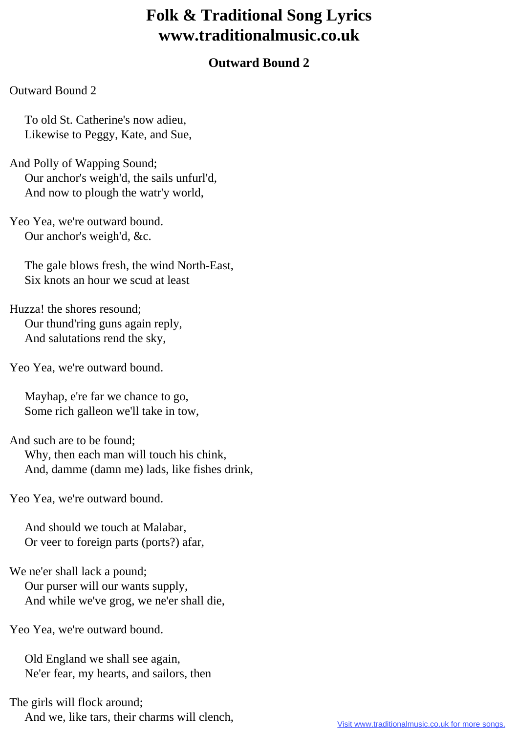# Folk & Traditional Song Lyrics
# www.traditionalmusic.co.uk

## Outward Bound 2

Outward Bound 2

To old St. Catherine's now adieu,
Likewise to Peggy, Kate, and Sue,

And Polly of Wapping Sound;
Our anchor's weigh'd, the sails unfurl'd,
And now to plough the watr'y world,

Yeo Yea, we're outward bound.
Our anchor's weigh'd, &c.

The gale blows fresh, the wind North-East,
Six knots an hour we scud at least

Huzza! the shores resound;
Our thund'ring guns again reply,
And salutations rend the sky,

Yeo Yea, we're outward bound.

Mayhap, e're far we chance to go,
Some rich galleon we'll take in tow,

And such are to be found;
Why, then each man will touch his chink,
And, damme (damn me) lads, like fishes drink,

Yeo Yea, we're outward bound.

And should we touch at Malabar,
Or veer to foreign parts (ports?) afar,

We ne'er shall lack a pound;
Our purser will our wants supply,
And while we've grog, we ne'er shall die,

Yeo Yea, we're outward bound.

Old England we shall see again,
Ne'er fear, my hearts, and sailors, then

The girls will flock around;
And we, like tars, their charms will clench,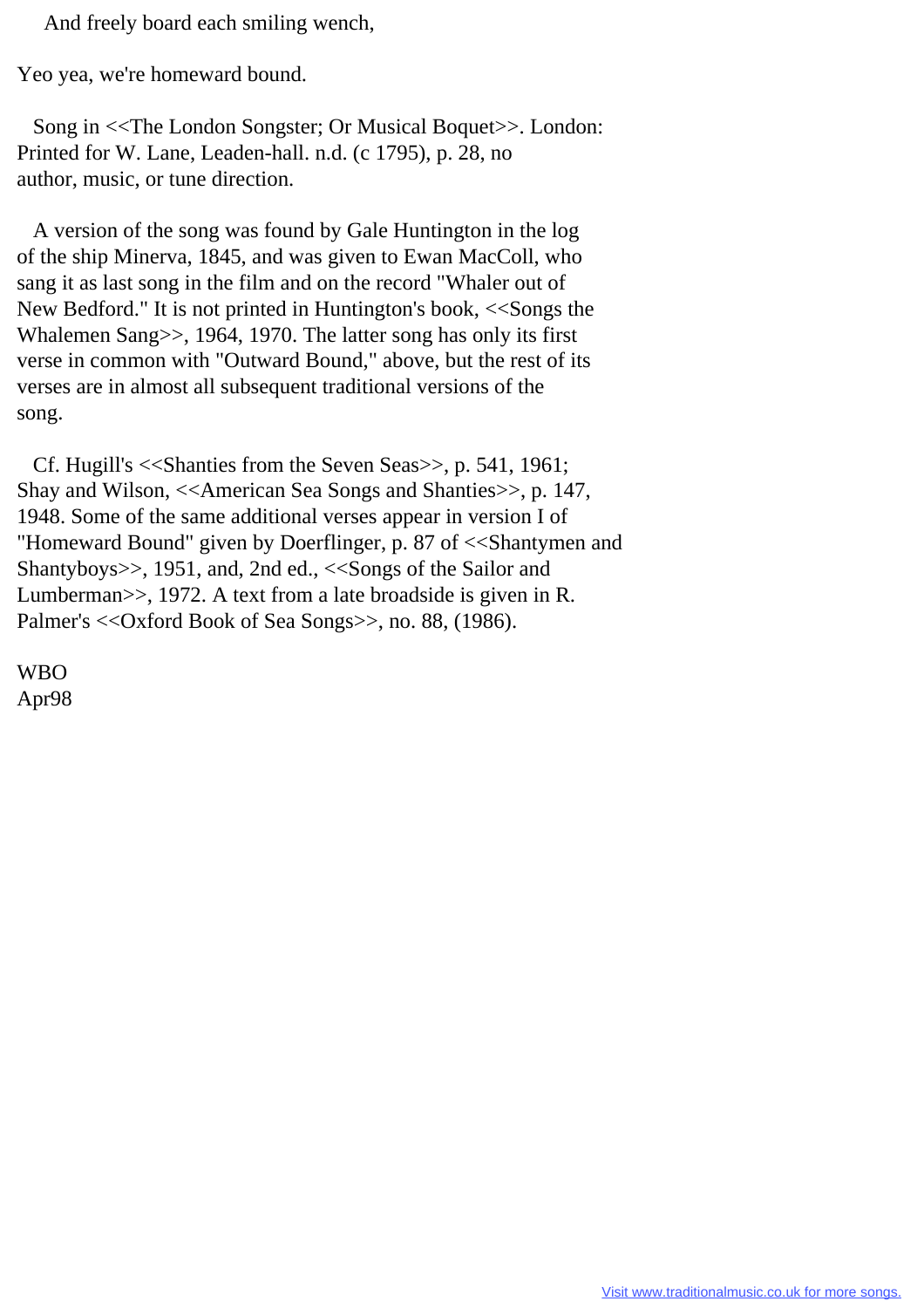And freely board each smiling wench,

Yeo yea, we're homeward bound.

Song in <<The London Songster; Or Musical Boquet>>. London: Printed for W. Lane, Leaden-hall. n.d. (c 1795), p. 28, no author, music, or tune direction.

A version of the song was found by Gale Huntington in the log of the ship Minerva, 1845, and was given to Ewan MacColl, who sang it as last song in the film and on the record "Whaler out of New Bedford." It is not printed in Huntington's book, <<Songs the Whalemen Sang>>, 1964, 1970. The latter song has only its first verse in common with "Outward Bound," above, but the rest of its verses are in almost all subsequent traditional versions of the song.

Cf. Hugill's <<Shanties from the Seven Seas>>, p. 541, 1961; Shay and Wilson, <<American Sea Songs and Shanties>>, p. 147, 1948. Some of the same additional verses appear in version I of "Homeward Bound" given by Doerflinger, p. 87 of <<Shantymen and Shantyboys>>, 1951, and, 2nd ed., <<Songs of the Sailor and Lumberman>>, 1972. A text from a late broadside is given in R. Palmer's <<Oxford Book of Sea Songs>>, no. 88, (1986).

WBO
Apr98